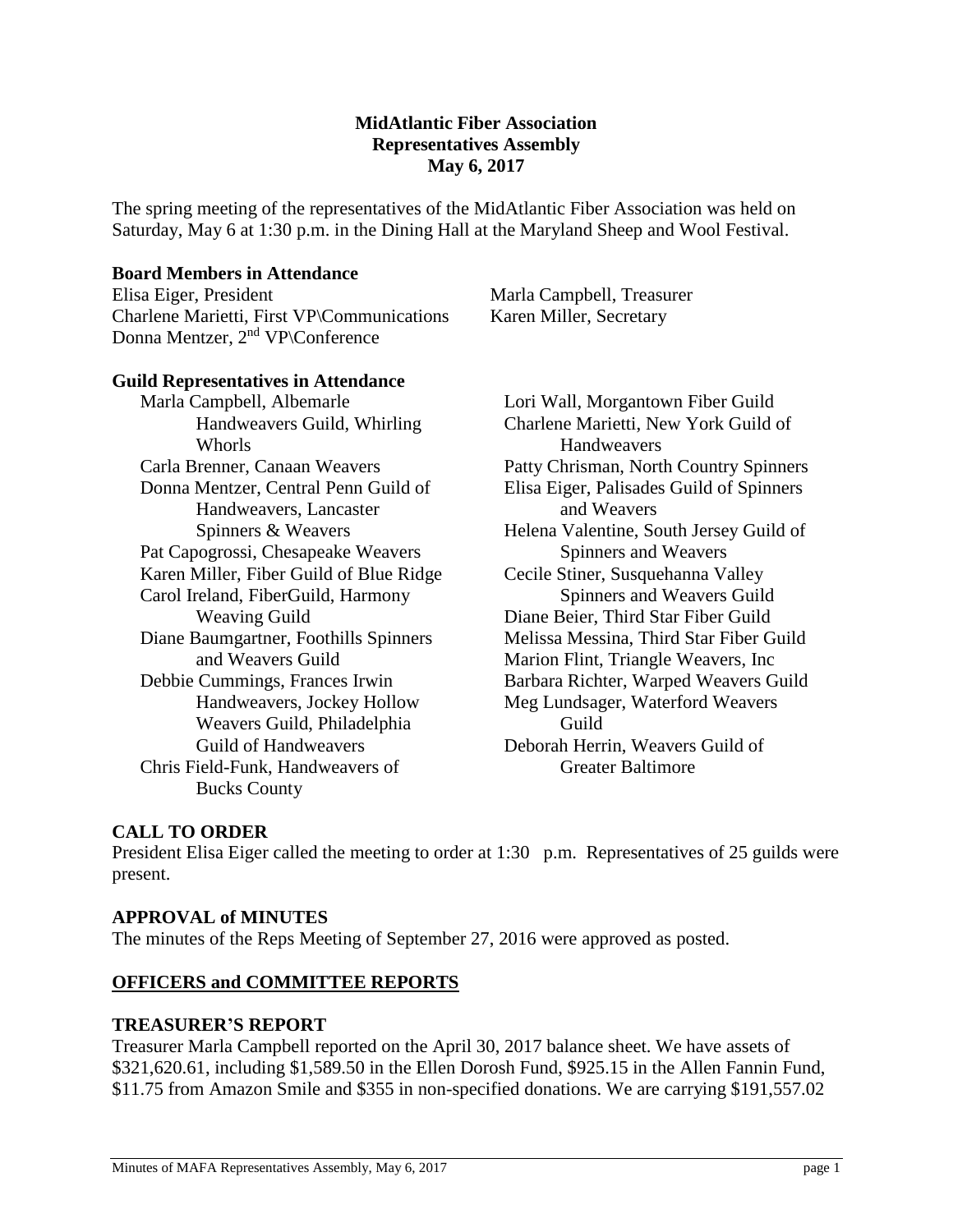**MidAtlantic Fiber Association**
**Representatives Assembly**
**May 6, 2017**

The spring meeting of the representatives of the MidAtlantic Fiber Association was held on Saturday, May 6 at 1:30 p.m. in the Dining Hall at the Maryland Sheep and Wool Festival.

**Board Members in Attendance**

Elisa Eiger, President
Charlene Marietti, First VP\Communications
Donna Mentzer, 2nd VP\Conference
Marla Campbell, Treasurer
Karen Miller, Secretary

**Guild Representatives in Attendance**

Marla Campbell, Albemarle Handweavers Guild, Whirling Whorls
Carla Brenner, Canaan Weavers
Donna Mentzer, Central Penn Guild of Handweavers, Lancaster Spinners & Weavers
Pat Capogrossi, Chesapeake Weavers
Karen Miller, Fiber Guild of Blue Ridge
Carol Ireland, FiberGuild, Harmony Weaving Guild
Diane Baumgartner, Foothills Spinners and Weavers Guild
Debbie Cummings, Frances Irwin Handweavers, Jockey Hollow Weavers Guild, Philadelphia Guild of Handweavers
Chris Field-Funk, Handweavers of Bucks County
Lori Wall, Morgantown Fiber Guild
Charlene Marietti, New York Guild of Handweavers
Patty Chrisman, North Country Spinners
Elisa Eiger, Palisades Guild of Spinners and Weavers
Helena Valentine, South Jersey Guild of Spinners and Weavers
Cecile Stiner, Susquehanna Valley Spinners and Weavers Guild
Diane Beier, Third Star Fiber Guild
Melissa Messina, Third Star Fiber Guild
Marion Flint, Triangle Weavers, Inc
Barbara Richter, Warped Weavers Guild
Meg Lundsager, Waterford Weavers Guild
Deborah Herrin, Weavers Guild of Greater Baltimore

## CALL TO ORDER

President Elisa Eiger called the meeting to order at 1:30 p.m. Representatives of 25 guilds were present.

## APPROVAL of MINUTES

The minutes of the Reps Meeting of September 27, 2016 were approved as posted.

## OFFICERS and COMMITTEE REPORTS

## TREASURER'S REPORT

Treasurer Marla Campbell reported on the April 30, 2017 balance sheet. We have assets of $321,620.61, including $1,589.50 in the Ellen Dorosh Fund, $925.15 in the Allen Fannin Fund, $11.75 from Amazon Smile and $355 in non-specified donations. We are carrying $191,557.02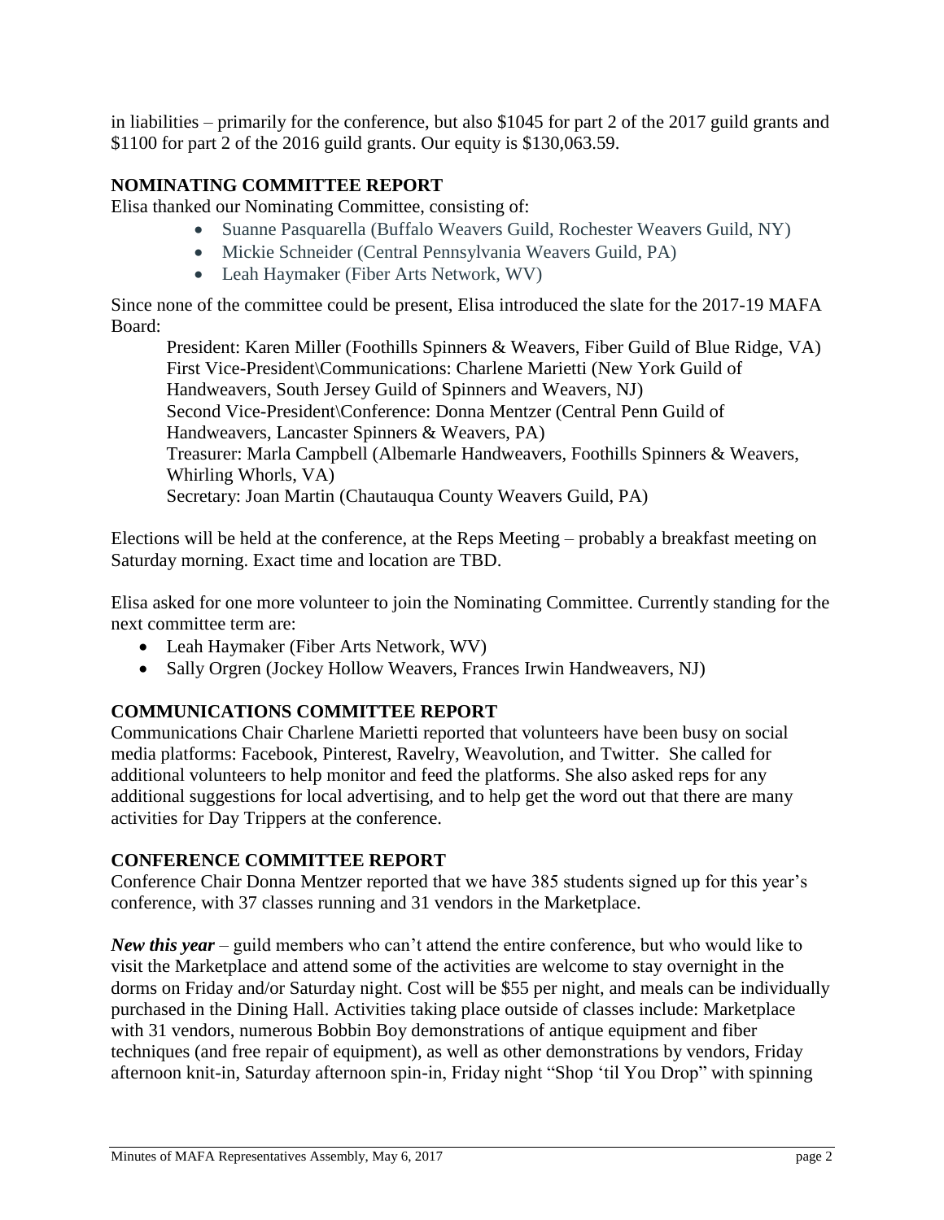in liabilities – primarily for the conference, but also $1045 for part 2 of the 2017 guild grants and $1100 for part 2 of the 2016 guild grants. Our equity is $130,063.59.

## NOMINATING COMMITTEE REPORT

Elisa thanked our Nominating Committee, consisting of:

- Suanne Pasquarella (Buffalo Weavers Guild, Rochester Weavers Guild, NY)
- Mickie Schneider (Central Pennsylvania Weavers Guild, PA)
- Leah Haymaker (Fiber Arts Network, WV)

Since none of the committee could be present, Elisa introduced the slate for the 2017-19 MAFA Board:

> President: Karen Miller (Foothills Spinners & Weavers, Fiber Guild of Blue Ridge, VA)
> First Vice-President\Communications: Charlene Marietti (New York Guild of Handweavers, South Jersey Guild of Spinners and Weavers, NJ)
> Second Vice-President\Conference: Donna Mentzer (Central Penn Guild of Handweavers, Lancaster Spinners & Weavers, PA)
> Treasurer: Marla Campbell (Albemarle Handweavers, Foothills Spinners & Weavers, Whirling Whorls, VA)
> Secretary: Joan Martin (Chautauqua County Weavers Guild, PA)

Elections will be held at the conference, at the Reps Meeting – probably a breakfast meeting on Saturday morning. Exact time and location are TBD.

Elisa asked for one more volunteer to join the Nominating Committee. Currently standing for the next committee term are:

- Leah Haymaker (Fiber Arts Network, WV)
- Sally Orgren (Jockey Hollow Weavers, Frances Irwin Handweavers, NJ)

## COMMUNICATIONS COMMITTEE REPORT

Communications Chair Charlene Marietti reported that volunteers have been busy on social media platforms: Facebook, Pinterest, Ravelry, Weavolution, and Twitter. She called for additional volunteers to help monitor and feed the platforms. She also asked reps for any additional suggestions for local advertising, and to help get the word out that there are many activities for Day Trippers at the conference.

## CONFERENCE COMMITTEE REPORT

Conference Chair Donna Mentzer reported that we have 385 students signed up for this year's conference, with 37 classes running and 31 vendors in the Marketplace.

***New this year*** – guild members who can't attend the entire conference, but who would like to visit the Marketplace and attend some of the activities are welcome to stay overnight in the dorms on Friday and/or Saturday night. Cost will be $55 per night, and meals can be individually purchased in the Dining Hall. Activities taking place outside of classes include: Marketplace with 31 vendors, numerous Bobbin Boy demonstrations of antique equipment and fiber techniques (and free repair of equipment), as well as other demonstrations by vendors, Friday afternoon knit-in, Saturday afternoon spin-in, Friday night "Shop 'til You Drop" with spinning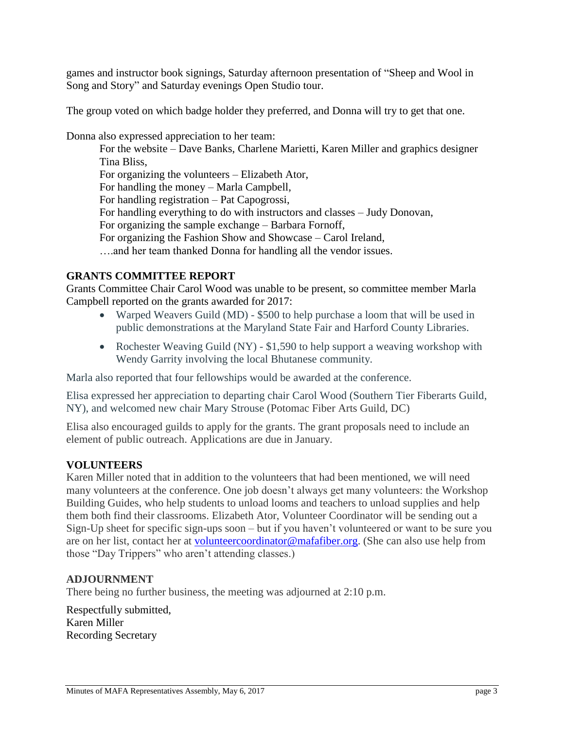games and instructor book signings, Saturday afternoon presentation of "Sheep and Wool in Song and Story" and Saturday evenings Open Studio tour.

The group voted on which badge holder they preferred, and Donna will try to get that one.

Donna also expressed appreciation to her team:

For the website – Dave Banks, Charlene Marietti, Karen Miller and graphics designer Tina Bliss,
For organizing the volunteers – Elizabeth Ator,
For handling the money – Marla Campbell,
For handling registration – Pat Capogrossi,
For handling everything to do with instructors and classes – Judy Donovan,
For organizing the sample exchange – Barbara Fornoff,
For organizing the Fashion Show and Showcase – Carol Ireland,
….and her team thanked Donna for handling all the vendor issues.

## GRANTS COMMITTEE REPORT

Grants Committee Chair Carol Wood was unable to be present, so committee member Marla Campbell reported on the grants awarded for 2017:

- Warped Weavers Guild (MD) - $500 to help purchase a loom that will be used in public demonstrations at the Maryland State Fair and Harford County Libraries.
- Rochester Weaving Guild (NY) - $1,590 to help support a weaving workshop with Wendy Garrity involving the local Bhutanese community.

Marla also reported that four fellowships would be awarded at the conference.

Elisa expressed her appreciation to departing chair Carol Wood (Southern Tier Fiberarts Guild, NY), and welcomed new chair Mary Strouse (Potomac Fiber Arts Guild, DC)

Elisa also encouraged guilds to apply for the grants. The grant proposals need to include an element of public outreach. Applications are due in January.

## VOLUNTEERS

Karen Miller noted that in addition to the volunteers that had been mentioned, we will need many volunteers at the conference. One job doesn't always get many volunteers: the Workshop Building Guides, who help students to unload looms and teachers to unload supplies and help them both find their classrooms. Elizabeth Ator, Volunteer Coordinator will be sending out a Sign-Up sheet for specific sign-ups soon – but if you haven't volunteered or want to be sure you are on her list, contact her at volunteercoordinator@mafafiber.org. (She can also use help from those "Day Trippers" who aren't attending classes.)

## ADJOURNMENT

There being no further business, the meeting was adjourned at 2:10 p.m.

Respectfully submitted,
Karen Miller
Recording Secretary